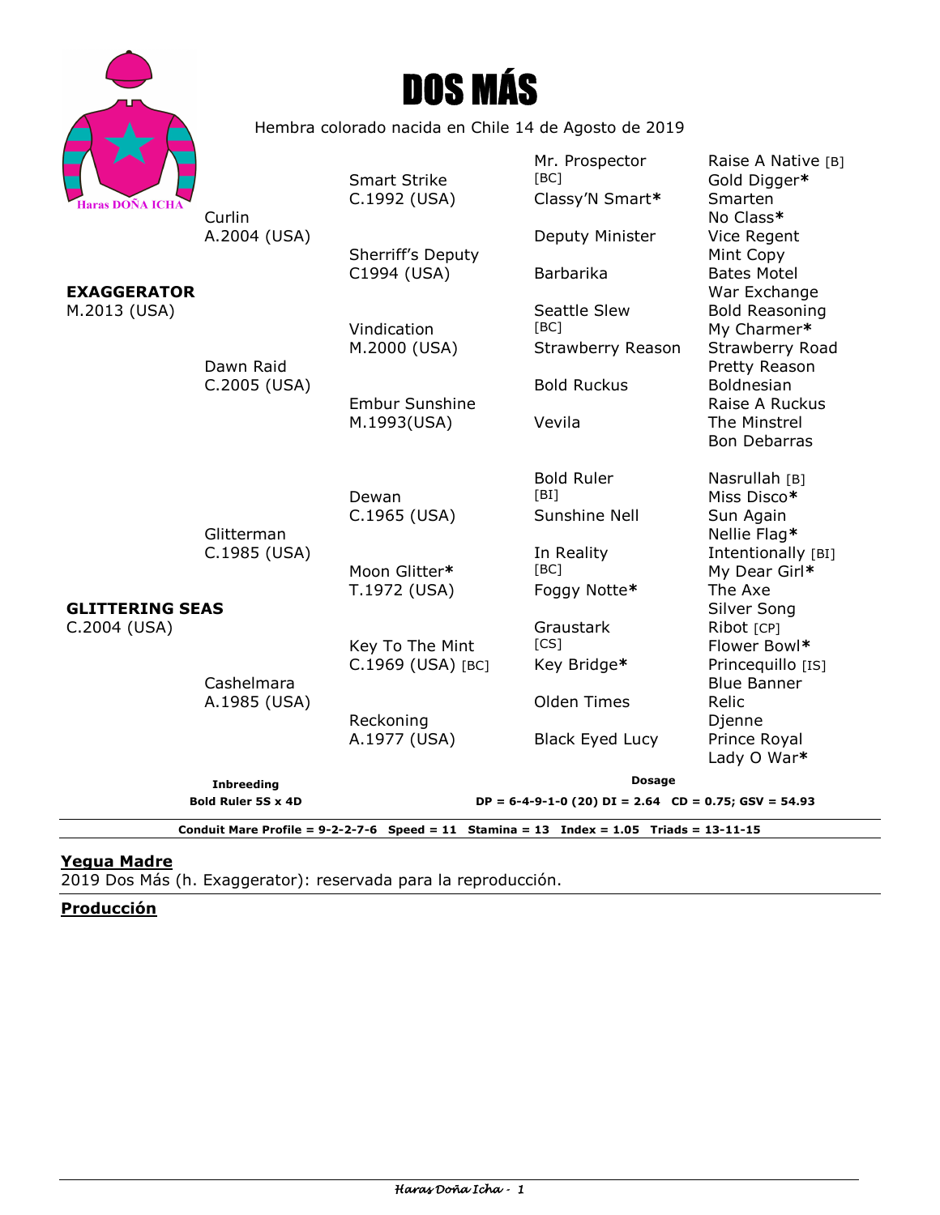# DOS MÁS

Hembra colorado nacida en Chile 14 de Agosto de 2019

Haras DOÑA ICHA

| | | | | |
|---|---|---|---|---|
| **EXAGGERATOR** M.2013 (USA) | Curlin A.2004 (USA) | Smart Strike C.1992 (USA) | Mr. Prospector [BC] | Raise A Native [B] |
| | | | | Gold Digger* |
| | | | Classy'N Smart* | Smarten |
| | | | | No Class* |
| | | Sherriff's Deputy C1994 (USA) | Deputy Minister | Vice Regent |
| | | | | Mint Copy |
| | | | Barbarika | Bates Motel |
| | | | | War Exchange |
| | Dawn Raid C.2005 (USA) | Vindication M.2000 (USA) | Seattle Slew [BC] | Bold Reasoning |
| | | | | My Charmer* |
| | | | Strawberry Reason | Strawberry Road |
| | | | | Pretty Reason |
| | | Embur Sunshine M.1993(USA) | Bold Ruckus | Boldnesian |
| | | | | Raise A Ruckus |
| | | | Vevila | The Minstrel |
| | | | | Bon Debarras |
| **GLITTERING SEAS** C.2004 (USA) | Glitterman C.1985 (USA) | Dewan C.1965 (USA) | Bold Ruler [BI] | Nasrullah [B] |
| | | | | Miss Disco* |
| | | | Sunshine Nell | Sun Again |
| | | | | Nellie Flag* |
| | | Moon Glitter* T.1972 (USA) | In Reality [BC] | Intentionally [BI] |
| | | | | My Dear Girl* |
| | | | Foggy Notte* | The Axe |
| | | | | Silver Song |
| | Cashelmara A.1985 (USA) | Key To The Mint C.1969 (USA) [BC] | Graustark [CS] | Ribot [CP] |
| | | | | Flower Bowl* |
| | | | Key Bridge* | Princequillo [IS] |
| | | | | Blue Banner |
| | | Reckoning A.1977 (USA) | Olden Times | Relic |
| | | | | Djenne |
| | | | Black Eyed Lucy | Prince Royal |
| | | | | Lady O War* |

**Inbreeding**
**Bold Ruler 5S x 4D**

**Dosage**
**DP = 6-4-9-1-0 (20) DI = 2.64 CD = 0.75; GSV = 54.93**

**Conduit Mare Profile = 9-2-2-7-6 Speed = 11 Stamina = 13 Index = 1.05 Triads = 13-11-15**

## Yegua Madre

2019 Dos Más (h. Exaggerator): reservada para la reproducción.

## Producción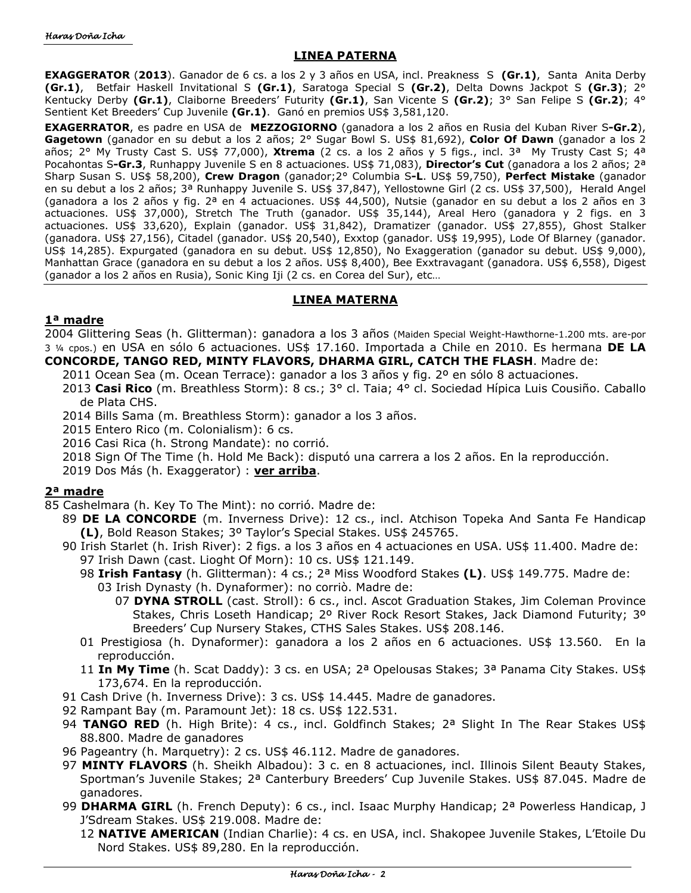## LINEA PATERNA

**EXAGGERATOR** (**2013**). Ganador de 6 cs. a los 2 y 3 años en USA, incl. Preakness S **(Gr.1)**, Santa Anita Derby **(Gr.1)**, Betfair Haskell Invitational S **(Gr.1)**, Saratoga Special S **(Gr.2)**, Delta Downs Jackpot S **(Gr.3)**; 2° Kentucky Derby **(Gr.1)**, Claiborne Breeders' Futurity **(Gr.1)**, San Vicente S **(Gr.2)**; 3° San Felipe S **(Gr.2)**; 4° Sentient Ket Breeders' Cup Juvenile **(Gr.1)**. Ganó en premios US$ 3,581,120.

**EXAGERRATOR**, es padre en USA de **MEZZOGIORNO** (ganadora a los 2 años en Rusia del Kuban River S**-Gr.2**), **Gagetown** (ganador en su debut a los 2 años; 2° Sugar Bowl S. US$ 81,692), **Color Of Dawn** (ganador a los 2 años; 2° My Trusty Cast S. US$ 77,000), **Xtrema** (2 cs. a los 2 años y 5 figs., incl. 3ª My Trusty Cast S; 4ª Pocahontas S**-Gr.3**, Runhappy Juvenile S en 8 actuaciones. US$ 71,083), **Director's Cut** (ganadora a los 2 años; 2ª Sharp Susan S. US$ 58,200), **Crew Dragon** (ganador;2° Columbia S**-L**. US$ 59,750), **Perfect Mistake** (ganador en su debut a los 2 años; 3ª Runhappy Juvenile S. US$ 37,847), Yellostowne Girl (2 cs. US$ 37,500), Herald Angel (ganadora a los 2 años y fig. 2ª en 4 actuaciones. US$ 44,500), Nutsie (ganador en su debut a los 2 años en 3 actuaciones. US$ 37,000), Stretch The Truth (ganador. US$ 35,144), Areal Hero (ganadora y 2 figs. en 3 actuaciones. US$ 33,620), Explain (ganador. US$ 31,842), Dramatizer (ganador. US$ 27,855), Ghost Stalker (ganadora. US$ 27,156), Citadel (ganador. US$ 20,540), Exxtop (ganador. US$ 19,995), Lode Of Blarney (ganador. US$ 14,285). Expurgated (ganadora en su debut. US$ 12,850), No Exaggeration (ganador su debut. US$ 9,000), Manhattan Grace (ganadora en su debut a los 2 años. US$ 8,400), Bee Exxtravagant (ganadora. US$ 6,558), Digest (ganador a los 2 años en Rusia), Sonic King Iji (2 cs. en Corea del Sur), etc…

## LINEA MATERNA

### 1ª madre

2004 Glittering Seas (h. Glitterman): ganadora a los 3 años (Maiden Special Weight-Hawthorne-1.200 mts. are-por 3 ¼ cpos.) en USA en sólo 6 actuaciones. US$ 17.160. Importada a Chile en 2010. Es hermana **DE LA CONCORDE, TANGO RED, MINTY FLAVORS, DHARMA GIRL, CATCH THE FLASH**. Madre de:

- 2011 Ocean Sea (m. Ocean Terrace): ganador a los 3 años y fig. 2º en sólo 8 actuaciones.
- 2013 **Casi Rico** (m. Breathless Storm): 8 cs.; 3° cl. Taia; 4° cl. Sociedad Hípica Luis Cousiño. Caballo de Plata CHS.
- 2014 Bills Sama (m. Breathless Storm): ganador a los 3 años.
- 2015 Entero Rico (m. Colonialism): 6 cs.
- 2016 Casi Rica (h. Strong Mandate): no corrió.
- 2018 Sign Of The Time (h. Hold Me Back): disputó una carrera a los 2 años. En la reproducción.
- 2019 Dos Más (h. Exaggerator) : **ver arriba**.

### 2ª madre

85 Cashelmara (h. Key To The Mint): no corrió. Madre de:

- 89 **DE LA CONCORDE** (m. Inverness Drive): 12 cs., incl. Atchison Topeka And Santa Fe Handicap **(L)**, Bold Reason Stakes; 3º Taylor's Special Stakes. US$ 245765.
- 90 Irish Starlet (h. Irish River): 2 figs. a los 3 años en 4 actuaciones en USA. US$ 11.400. Madre de:
  - 97 Irish Dawn (cast. Lioght Of Morn): 10 cs. US$ 121.149.
  - 98 **Irish Fantasy** (h. Glitterman): 4 cs.; 2ª Miss Woodford Stakes **(L)**. US$ 149.775. Madre de:
    - 03 Irish Dynasty (h. Dynaformer): no corriò. Madre de:
      - 07 **DYNA STROLL** (cast. Stroll): 6 cs., incl. Ascot Graduation Stakes, Jim Coleman Province Stakes, Chris Loseth Handicap; 2º River Rock Resort Stakes, Jack Diamond Futurity; 3º Breeders' Cup Nursery Stakes, CTHS Sales Stakes. US$ 208.146.
  - 01 Prestigiosa (h. Dynaformer): ganadora a los 2 años en 6 actuaciones. US$ 13.560. En la reproducción.
  - 11 **In My Time** (h. Scat Daddy): 3 cs. en USA; 2ª Opelousas Stakes; 3ª Panama City Stakes. US$ 173,674. En la reproducción.
- 91 Cash Drive (h. Inverness Drive): 3 cs. US$ 14.445. Madre de ganadores.
- 92 Rampant Bay (m. Paramount Jet): 18 cs. US$ 122.531.
- 94 **TANGO RED** (h. High Brite): 4 cs., incl. Goldfinch Stakes; 2ª Slight In The Rear Stakes US$ 88.800. Madre de ganadores
- 96 Pageantry (h. Marquetry): 2 cs. US$ 46.112. Madre de ganadores.
- 97 **MINTY FLAVORS** (h. Sheikh Albadou): 3 c. en 8 actuaciones, incl. Illinois Silent Beauty Stakes, Sportman's Juvenile Stakes; 2ª Canterbury Breeders' Cup Juvenile Stakes. US$ 87.045. Madre de ganadores.
- 99 **DHARMA GIRL** (h. French Deputy): 6 cs., incl. Isaac Murphy Handicap; 2ª Powerless Handicap, J J'Sdream Stakes. US$ 219.008. Madre de:
  - 12 **NATIVE AMERICAN** (Indian Charlie): 4 cs. en USA, incl. Shakopee Juvenile Stakes, L'Etoile Du Nord Stakes. US$ 89,280. En la reproducción.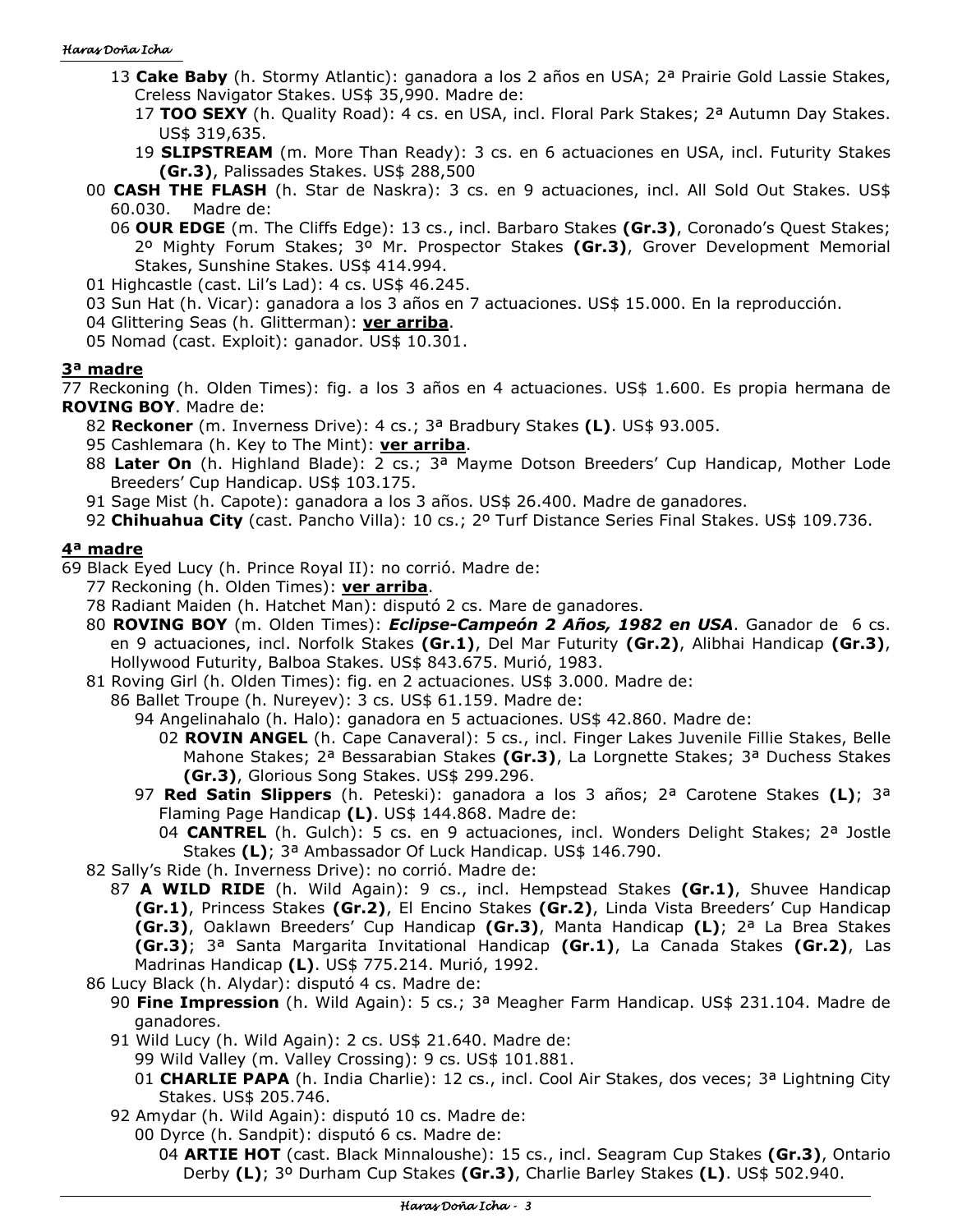13 **Cake Baby** (h. Stormy Atlantic): ganadora a los 2 años en USA; 2ª Prairie Gold Lassie Stakes, Creless Navigator Stakes. US$ 35,990. Madre de:

17 **TOO SEXY** (h. Quality Road): 4 cs. en USA, incl. Floral Park Stakes; 2ª Autumn Day Stakes. US$ 319,635.

19 **SLIPSTREAM** (m. More Than Ready): 3 cs. en 6 actuaciones en USA, incl. Futurity Stakes **(Gr.3)**, Palissades Stakes. US$ 288,500

00 **CASH THE FLASH** (h. Star de Naskra): 3 cs. en 9 actuaciones, incl. All Sold Out Stakes. US$ 60.030. Madre de:

06 **OUR EDGE** (m. The Cliffs Edge): 13 cs., incl. Barbaro Stakes **(Gr.3)**, Coronado's Quest Stakes; 2º Mighty Forum Stakes; 3º Mr. Prospector Stakes **(Gr.3)**, Grover Development Memorial Stakes, Sunshine Stakes. US$ 414.994.

01 Highcastle (cast. Lil's Lad): 4 cs. US$ 46.245.

03 Sun Hat (h. Vicar): ganadora a los 3 años en 7 actuaciones. US$ 15.000. En la reproducción.

04 Glittering Seas (h. Glitterman): **ver arriba**.

05 Nomad (cast. Exploit): ganador. US$ 10.301.

## 3ª madre

77 Reckoning (h. Olden Times): fig. a los 3 años en 4 actuaciones. US$ 1.600. Es propia hermana de **ROVING BOY**. Madre de:

82 **Reckoner** (m. Inverness Drive): 4 cs.; 3ª Bradbury Stakes **(L)**. US$ 93.005.

95 Cashlemara (h. Key to The Mint): **ver arriba**.

88 **Later On** (h. Highland Blade): 2 cs.; 3ª Mayme Dotson Breeders' Cup Handicap, Mother Lode Breeders' Cup Handicap. US$ 103.175.

91 Sage Mist (h. Capote): ganadora a los 3 años. US$ 26.400. Madre de ganadores.

92 **Chihuahua City** (cast. Pancho Villa): 10 cs.; 2º Turf Distance Series Final Stakes. US$ 109.736.

## 4ª madre

69 Black Eyed Lucy (h. Prince Royal II): no corrió. Madre de:

77 Reckoning (h. Olden Times): **ver arriba**.

78 Radiant Maiden (h. Hatchet Man): disputó 2 cs. Mare de ganadores.

80 **ROVING BOY** (m. Olden Times): ***Eclipse-Campeón 2 Años, 1982 en USA***. Ganador de 6 cs. en 9 actuaciones, incl. Norfolk Stakes **(Gr.1)**, Del Mar Futurity **(Gr.2)**, Alibhai Handicap **(Gr.3)**, Hollywood Futurity, Balboa Stakes. US$ 843.675. Murió, 1983.

81 Roving Girl (h. Olden Times): fig. en 2 actuaciones. US$ 3.000. Madre de:

86 Ballet Troupe (h. Nureyev): 3 cs. US$ 61.159. Madre de:

94 Angelinahalo (h. Halo): ganadora en 5 actuaciones. US$ 42.860. Madre de:

02 **ROVIN ANGEL** (h. Cape Canaveral): 5 cs., incl. Finger Lakes Juvenile Fillie Stakes, Belle Mahone Stakes; 2ª Bessarabian Stakes **(Gr.3)**, La Lorgnette Stakes; 3ª Duchess Stakes **(Gr.3)**, Glorious Song Stakes. US$ 299.296.

97 **Red Satin Slippers** (h. Peteski): ganadora a los 3 años; 2ª Carotene Stakes **(L)**; 3ª Flaming Page Handicap **(L)**. US$ 144.868. Madre de:

04 **CANTREL** (h. Gulch): 5 cs. en 9 actuaciones, incl. Wonders Delight Stakes; 2ª Jostle Stakes **(L)**; 3ª Ambassador Of Luck Handicap. US$ 146.790.

82 Sally's Ride (h. Inverness Drive): no corrió. Madre de:

87 **A WILD RIDE** (h. Wild Again): 9 cs., incl. Hempstead Stakes **(Gr.1)**, Shuvee Handicap **(Gr.1)**, Princess Stakes **(Gr.2)**, El Encino Stakes **(Gr.2)**, Linda Vista Breeders' Cup Handicap **(Gr.3)**, Oaklawn Breeders' Cup Handicap **(Gr.3)**, Manta Handicap **(L)**; 2ª La Brea Stakes **(Gr.3)**; 3ª Santa Margarita Invitational Handicap **(Gr.1)**, La Canada Stakes **(Gr.2)**, Las Madrinas Handicap **(L)**. US$ 775.214. Murió, 1992.

86 Lucy Black (h. Alydar): disputó 4 cs. Madre de:

90 **Fine Impression** (h. Wild Again): 5 cs.; 3ª Meagher Farm Handicap. US$ 231.104. Madre de ganadores.

91 Wild Lucy (h. Wild Again): 2 cs. US$ 21.640. Madre de:

99 Wild Valley (m. Valley Crossing): 9 cs. US$ 101.881.

01 **CHARLIE PAPA** (h. India Charlie): 12 cs., incl. Cool Air Stakes, dos veces; 3ª Lightning City Stakes. US$ 205.746.

92 Amydar (h. Wild Again): disputó 10 cs. Madre de:

00 Dyrce (h. Sandpit): disputó 6 cs. Madre de:

04 **ARTIE HOT** (cast. Black Minnaloushe): 15 cs., incl. Seagram Cup Stakes **(Gr.3)**, Ontario Derby **(L)**; 3º Durham Cup Stakes **(Gr.3)**, Charlie Barley Stakes **(L)**. US$ 502.940.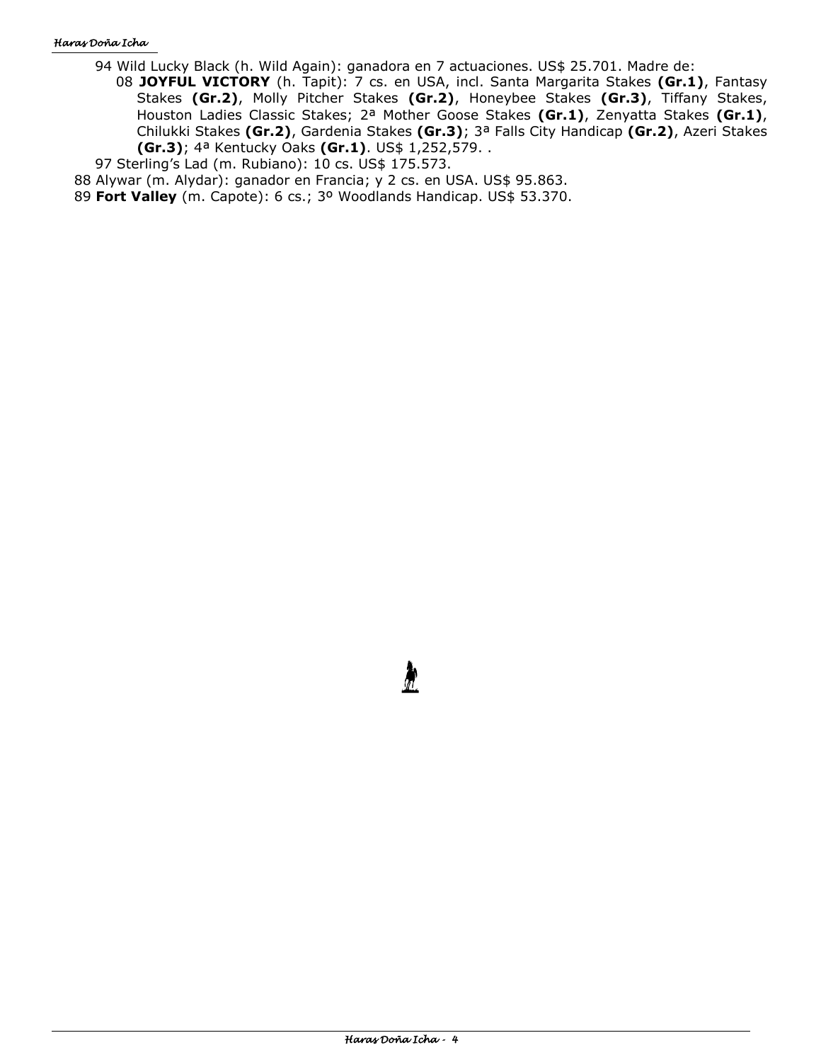94 Wild Lucky Black (h. Wild Again): ganadora en 7 actuaciones. US$ 25.701. Madre de:

08 **JOYFUL VICTORY** (h. Tapit): 7 cs. en USA, incl. Santa Margarita Stakes **(Gr.1)**, Fantasy Stakes **(Gr.2)**, Molly Pitcher Stakes **(Gr.2)**, Honeybee Stakes **(Gr.3)**, Tiffany Stakes, Houston Ladies Classic Stakes; 2ª Mother Goose Stakes **(Gr.1)**, Zenyatta Stakes **(Gr.1)**, Chilukki Stakes **(Gr.2)**, Gardenia Stakes **(Gr.3)**; 3ª Falls City Handicap **(Gr.2)**, Azeri Stakes **(Gr.3)**; 4ª Kentucky Oaks **(Gr.1)**. US$ 1,252,579. .

97 Sterling's Lad (m. Rubiano): 10 cs. US$ 175.573.

88 Alywar (m. Alydar): ganador en Francia; y 2 cs. en USA. US$ 95.863.

89 **Fort Valley** (m. Capote): 6 cs.; 3º Woodlands Handicap. US$ 53.370.